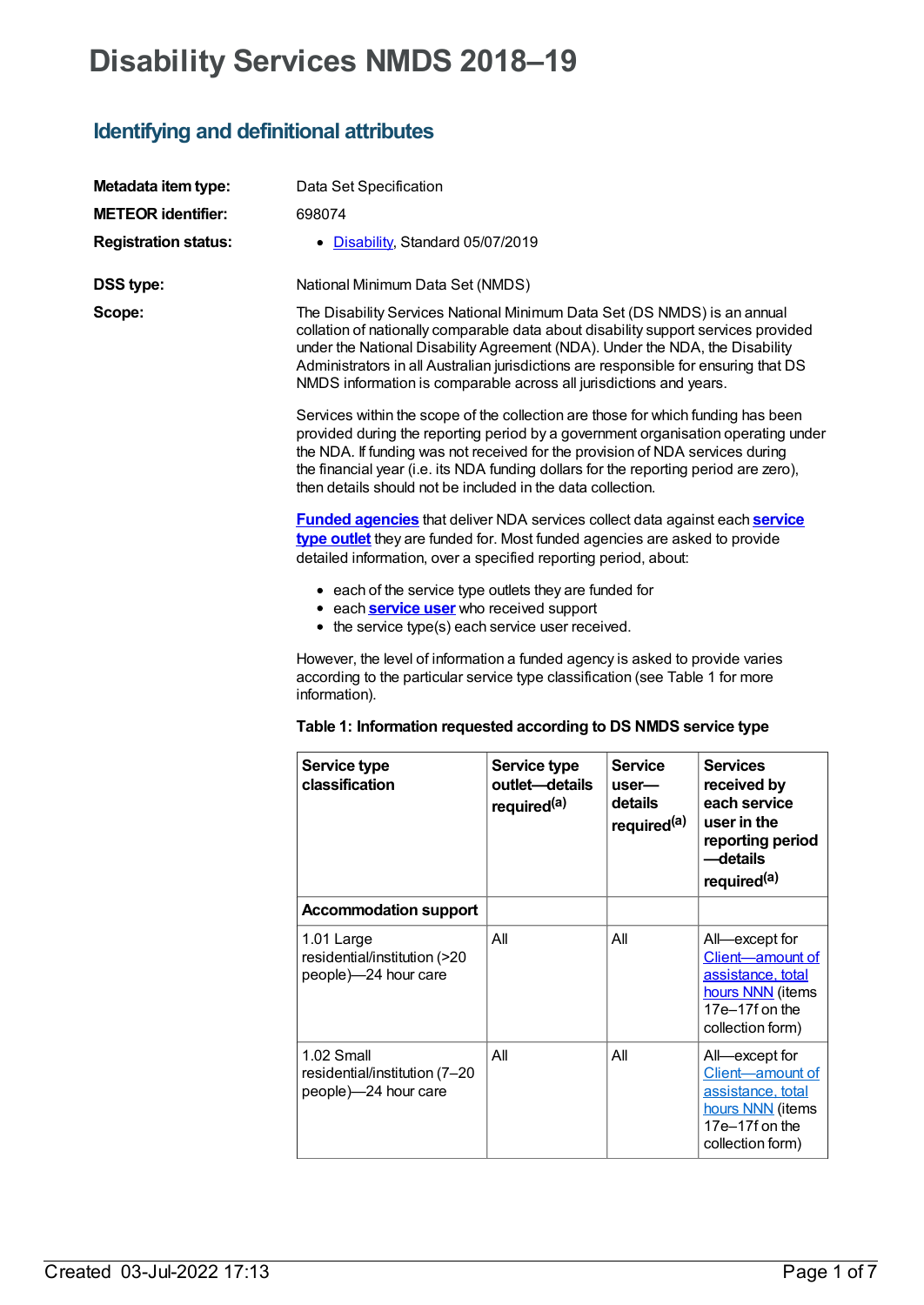# Disability Services NMDS 2018–19

## Identifying and definitional attributes

**Metadata item type:** Data Set Specification

**METEOR identifier:** 698074

**Registration status:**

- Disability, Standard 05/07/2019

**DSS type:** National Minimum Data Set (NMDS)

**Scope:**

The Disability Services National Minimum Data Set (DS NMDS) is an annual collation of nationally comparable data about disability support services provided under the National Disability Agreement (NDA). Under the NDA, the Disability Administrators in all Australian jurisdictions are responsible for ensuring that DS NMDS information is comparable across all jurisdictions and years.

Services within the scope of the collection are those for which funding has been provided during the reporting period by a government organisation operating under the NDA. If funding was not received for the provision of NDA services during the financial year (i.e. its NDA funding dollars for the reporting period are zero), then details should not be included in the data collection.

**Funded agencies** that deliver NDA services collect data against each **service type outlet** they are funded for. Most funded agencies are asked to provide detailed information, over a specified reporting period, about:

- each of the service type outlets they are funded for
- each **service user** who received support
- the service type(s) each service user received.

However, the level of information a funded agency is asked to provide varies according to the particular service type classification (see Table 1 for more information).

**Table 1: Information requested according to DS NMDS service type**

| Service type classification | Service type outlet—details required[(a)] | Service user—details required[(a)] | Services received by each service user in the reporting period—details required[(a)] |
|---|---|---|---|
| **Accommodation support** | | | |
| 1.01 Large residential/institution (>20 people)—24 hour care | All | All | All—except for Client—amount of assistance, total hours NNN (items 17e–17f on the collection form) |
| 1.02 Small residential/institution (7–20 people)—24 hour care | All | All | All—except for Client—amount of assistance, total hours NNN (items 17e–17f on the collection form) |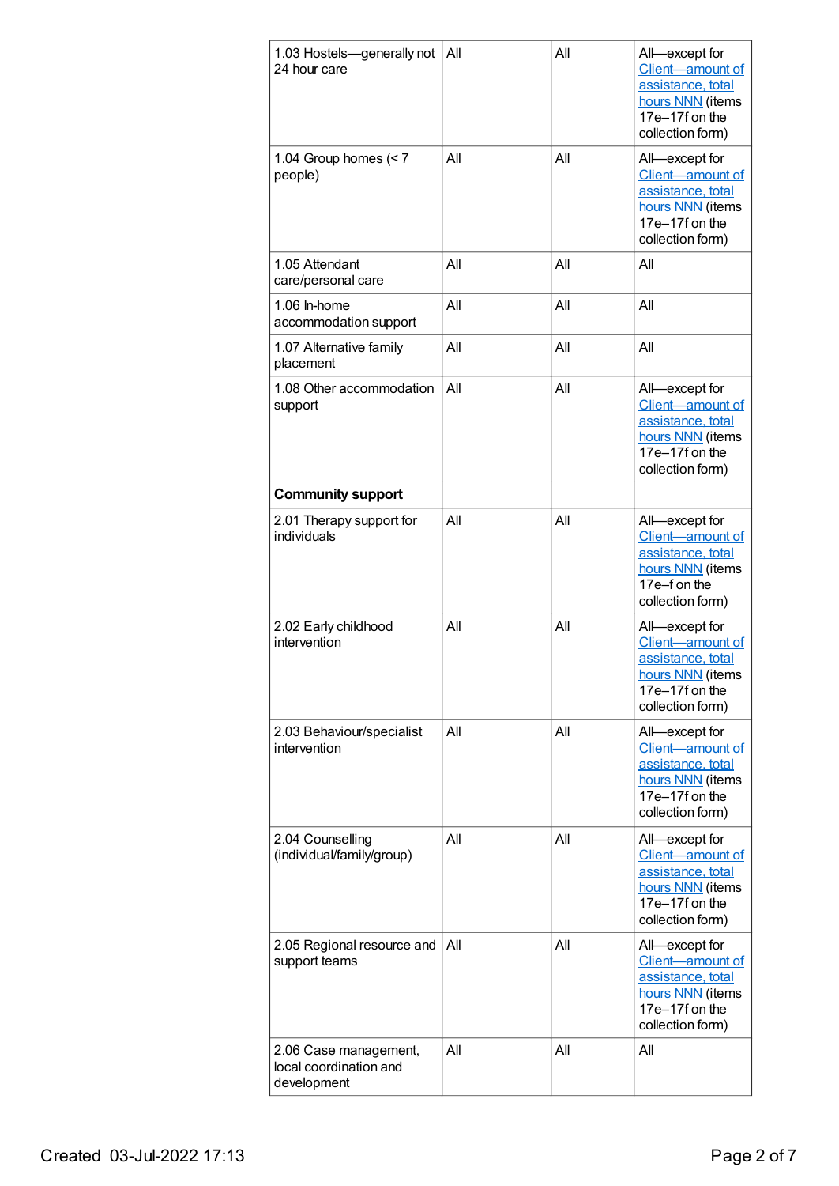| | | | |
|---|---|---|---|
| 1.03 Hostels—generally not 24 hour care | All | All | All—except for Client—amount of assistance, total hours NNN (items 17e–17f on the collection form) |
| 1.04 Group homes (< 7 people) | All | All | All—except for Client—amount of assistance, total hours NNN (items 17e–17f on the collection form) |
| 1.05 Attendant care/personal care | All | All | All |
| 1.06 In-home accommodation support | All | All | All |
| 1.07 Alternative family placement | All | All | All |
| 1.08 Other accommodation support | All | All | All—except for Client—amount of assistance, total hours NNN (items 17e–17f on the collection form) |
| **Community support** | | | |
| 2.01 Therapy support for individuals | All | All | All—except for Client—amount of assistance, total hours NNN (items 17e–f on the collection form) |
| 2.02 Early childhood intervention | All | All | All—except for Client—amount of assistance, total hours NNN (items 17e–17f on the collection form) |
| 2.03 Behaviour/specialist intervention | All | All | All—except for Client—amount of assistance, total hours NNN (items 17e–17f on the collection form) |
| 2.04 Counselling (individual/family/group) | All | All | All—except for Client—amount of assistance, total hours NNN (items 17e–17f on the collection form) |
| 2.05 Regional resource and support teams | All | All | All—except for Client—amount of assistance, total hours NNN (items 17e–17f on the collection form) |
| 2.06 Case management, local coordination and development | All | All | All |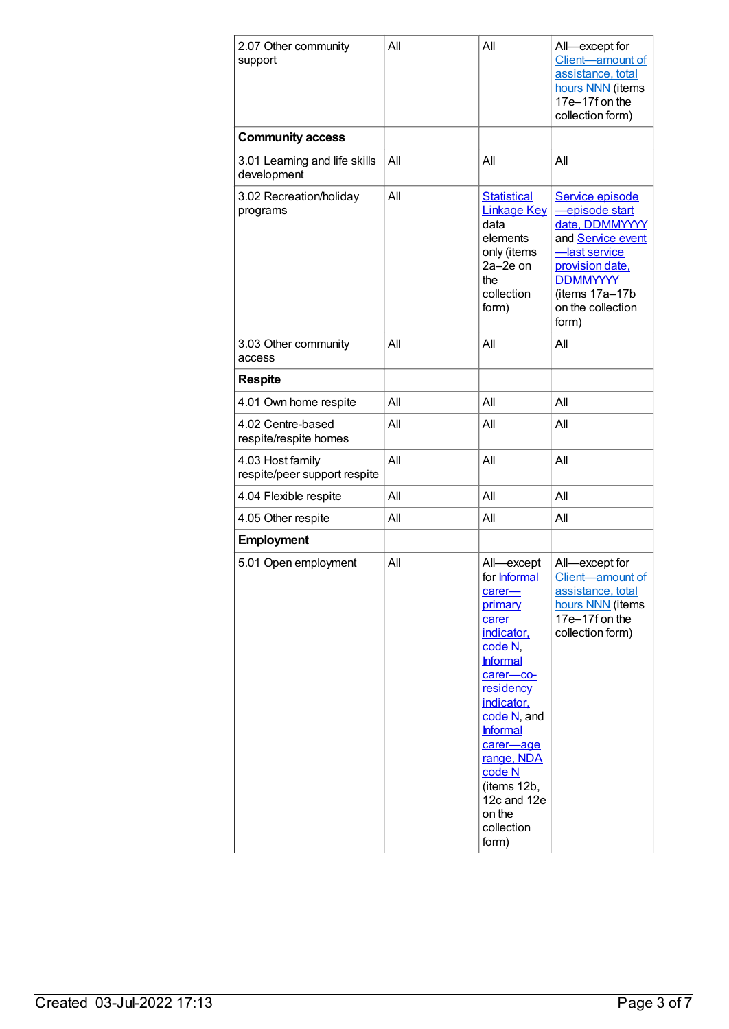| | | | |
|---|---|---|---|
| 2.07 Other community support | All | All | All—except for Client—amount of assistance, total hours NNN (items 17e–17f on the collection form) |
| **Community access** | | | |
| 3.01 Learning and life skills development | All | All | All |
| 3.02 Recreation/holiday programs | All | Statistical Linkage Key data elements only (items 2a–2e on the collection form) | Service episode—episode start date, DDMMYYYY and Service event—last service provision date, DDMMYYYY (items 17a–17b on the collection form) |
| 3.03 Other community access | All | All | All |
| **Respite** | | | |
| 4.01 Own home respite | All | All | All |
| 4.02 Centre-based respite/respite homes | All | All | All |
| 4.03 Host family respite/peer support respite | All | All | All |
| 4.04 Flexible respite | All | All | All |
| 4.05 Other respite | All | All | All |
| **Employment** | | | |
| 5.01 Open employment | All | All—except for Informal carer—primary carer indicator, code N, Informal carer—co-residency indicator, code N, and Informal carer—age range, NDA code N (items 12b, 12c and 12e on the collection form) | All—except for Client—amount of assistance, total hours NNN (items 17e–17f on the collection form) |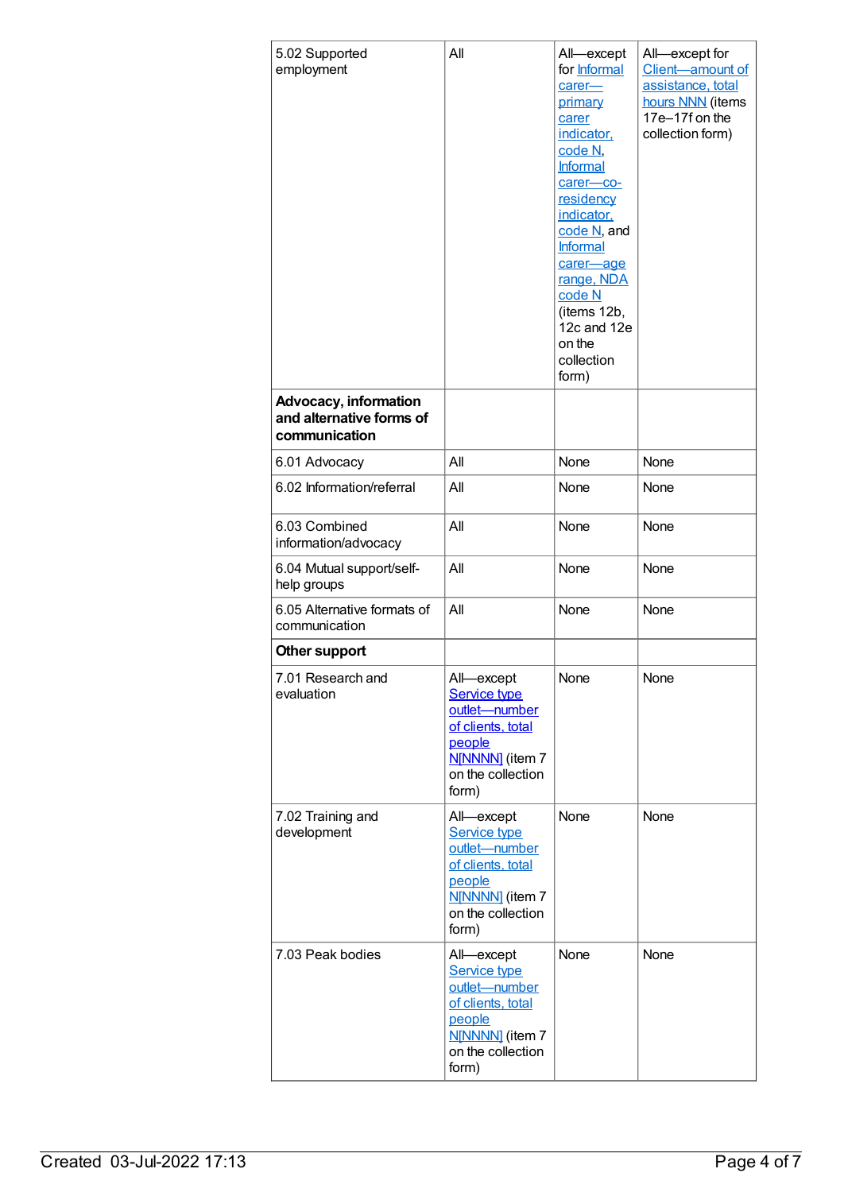| | | | |
|---|---|---|---|
| 5.02 Supported employment | All | All—except for Informal carer—primary carer indicator, code N, Informal carer—co-residency indicator, code N, and Informal carer—age range, NDA code N (items 12b, 12c and 12e on the collection form) | All—except for Client—amount of assistance, total hours NNN (items 17e–17f on the collection form) |
| **Advocacy, information and alternative forms of communication** | | | |
| 6.01 Advocacy | All | None | None |
| 6.02 Information/referral | All | None | None |
| 6.03 Combined information/advocacy | All | None | None |
| 6.04 Mutual support/self-help groups | All | None | None |
| 6.05 Alternative formats of communication | All | None | None |
| **Other support** | | | |
| 7.01 Research and evaluation | All—except Service type outlet—number of clients, total people N[NNNN] (item 7 on the collection form) | None | None |
| 7.02 Training and development | All—except Service type outlet—number of clients, total people N[NNNN] (item 7 on the collection form) | None | None |
| 7.03 Peak bodies | All—except Service type outlet—number of clients, total people N[NNNN] (item 7 on the collection form) | None | None |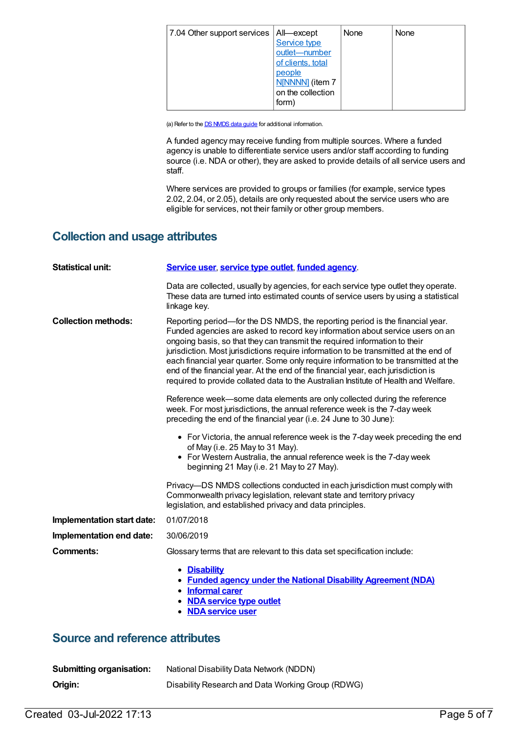| 7.04 Other support services | All—except Service type outlet—number of clients, total people N[NNNN] (item 7 on the collection form) | None | None |
|---|---|---|---|

(a) Refer to the DS NMDS data guide for additional information.

A funded agency may receive funding from multiple sources. Where a funded agency is unable to differentiate service users and/or staff according to funding source (i.e. NDA or other), they are asked to provide details of all service users and staff.

Where services are provided to groups or families (for example, service types 2.02, 2.04, or 2.05), details are only requested about the service users who are eligible for services, not their family or other group members.

## Collection and usage attributes

**Statistical unit:** **Service user**, **service type outlet**, **funded agency**.

Data are collected, usually by agencies, for each service type outlet they operate. These data are turned into estimated counts of service users by using a statistical linkage key.

**Collection methods:** Reporting period—for the DS NMDS, the reporting period is the financial year. Funded agencies are asked to record key information about service users on an ongoing basis, so that they can transmit the required information to their jurisdiction. Most jurisdictions require information to be transmitted at the end of each financial year quarter. Some only require information to be transmitted at the end of the financial year. At the end of the financial year, each jurisdiction is required to provide collated data to the Australian Institute of Health and Welfare.

Reference week—some data elements are only collected during the reference week. For most jurisdictions, the annual reference week is the 7-day week preceding the end of the financial year (i.e. 24 June to 30 June):

- For Victoria, the annual reference week is the 7-day week preceding the end of May (i.e. 25 May to 31 May).
- For Western Australia, the annual reference week is the 7-day week beginning 21 May (i.e. 21 May to 27 May).

Privacy—DS NMDS collections conducted in each jurisdiction must comply with Commonwealth privacy legislation, relevant state and territory privacy legislation, and established privacy and data principles.

**Implementation start date:** 01/07/2018

**Implementation end date:** 30/06/2019

**Comments:** Glossary terms that are relevant to this data set specification include:

- **Disability**
- **Funded agency under the National Disability Agreement (NDA)**
- **Informal carer**
- **NDA service type outlet**
- **NDA service user**

## Source and reference attributes

**Submitting organisation:** National Disability Data Network (NDDN)

**Origin:** Disability Research and Data Working Group (RDWG)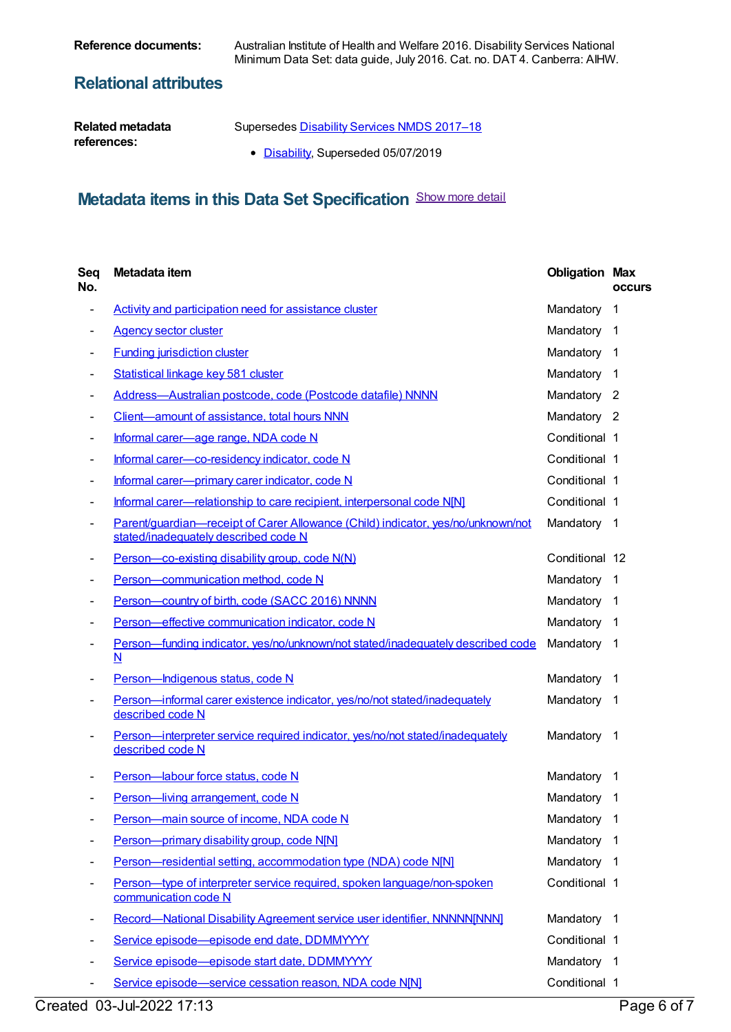**Reference documents:** Australian Institute of Health and Welfare 2016. Disability Services National Minimum Data Set: data guide, July 2016. Cat. no. DAT 4. Canberra: AIHW.

## Relational attributes

**Related metadata references:** Supersedes Disability Services NMDS 2017–18

- Disability, Superseded 05/07/2019

## Metadata items in this Data Set Specification

Show more detail

| Seq No. | Metadata item | Obligation | Max occurs |
|---|---|---|---|
| - | Activity and participation need for assistance cluster | Mandatory | 1 |
| - | Agency sector cluster | Mandatory | 1 |
| - | Funding jurisdiction cluster | Mandatory | 1 |
| - | Statistical linkage key 581 cluster | Mandatory | 1 |
| - | Address—Australian postcode, code (Postcode datafile) NNNN | Mandatory | 2 |
| - | Client—amount of assistance, total hours NNN | Mandatory | 2 |
| - | Informal carer—age range, NDA code N | Conditional | 1 |
| - | Informal carer—co-residency indicator, code N | Conditional | 1 |
| - | Informal carer—primary carer indicator, code N | Conditional | 1 |
| - | Informal carer—relationship to care recipient, interpersonal code N[N] | Conditional | 1 |
| - | Parent/guardian—receipt of Carer Allowance (Child) indicator, yes/no/unknown/not stated/inadequately described code N | Mandatory | 1 |
| - | Person—co-existing disability group, code N(N) | Conditional | 12 |
| - | Person—communication method, code N | Mandatory | 1 |
| - | Person—country of birth, code (SACC 2016) NNNN | Mandatory | 1 |
| - | Person—effective communication indicator, code N | Mandatory | 1 |
| - | Person—funding indicator, yes/no/unknown/not stated/inadequately described code N | Mandatory | 1 |
| - | Person—Indigenous status, code N | Mandatory | 1 |
| - | Person—informal carer existence indicator, yes/no/not stated/inadequately described code N | Mandatory | 1 |
| - | Person—interpreter service required indicator, yes/no/not stated/inadequately described code N | Mandatory | 1 |
| - | Person—labour force status, code N | Mandatory | 1 |
| - | Person—living arrangement, code N | Mandatory | 1 |
| - | Person—main source of income, NDA code N | Mandatory | 1 |
| - | Person—primary disability group, code N[N] | Mandatory | 1 |
| - | Person—residential setting, accommodation type (NDA) code N[N] | Mandatory | 1 |
| - | Person—type of interpreter service required, spoken language/non-spoken communication code N | Conditional | 1 |
| - | Record—National Disability Agreement service user identifier, NNNNN[NNN] | Mandatory | 1 |
| - | Service episode—episode end date, DDMMYYYY | Conditional | 1 |
| - | Service episode—episode start date, DDMMYYYY | Mandatory | 1 |
| - | Service episode—service cessation reason, NDA code N[N] | Conditional | 1 |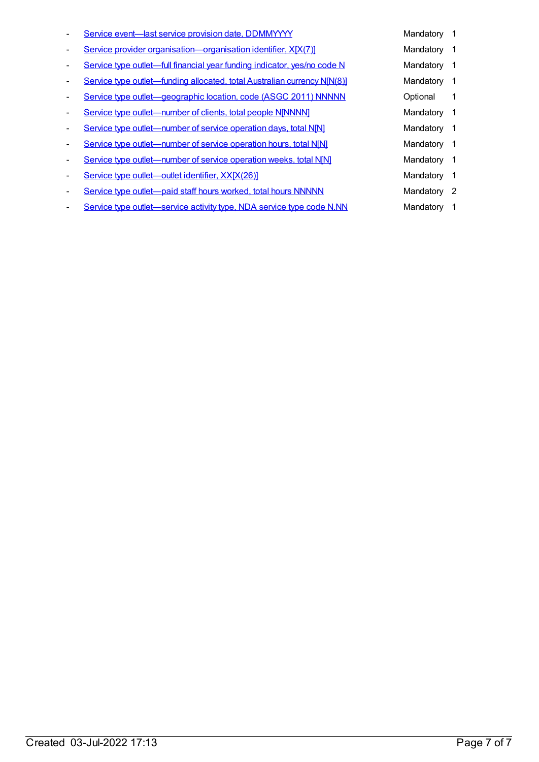| | | |
|---|---|---|
| - Service event—last service provision date, DDMMYYYY | Mandatory | 1 |
| - Service provider organisation—organisation identifier, X[X(7)] | Mandatory | 1 |
| - Service type outlet—full financial year funding indicator, yes/no code N | Mandatory | 1 |
| - Service type outlet—funding allocated, total Australian currency N[N(8)] | Mandatory | 1 |
| - Service type outlet—geographic location, code (ASGC 2011) NNNNN | Optional | 1 |
| - Service type outlet—number of clients, total people N[NNNN] | Mandatory | 1 |
| - Service type outlet—number of service operation days, total N[N] | Mandatory | 1 |
| - Service type outlet—number of service operation hours, total N[N] | Mandatory | 1 |
| - Service type outlet—number of service operation weeks, total N[N] | Mandatory | 1 |
| - Service type outlet—outlet identifier, XX[X(26)] | Mandatory | 1 |
| - Service type outlet—paid staff hours worked, total hours NNNNN | Mandatory | 2 |
| - Service type outlet—service activity type, NDA service type code N.NN | Mandatory | 1 |

Created 03-Jul-2022 17:13